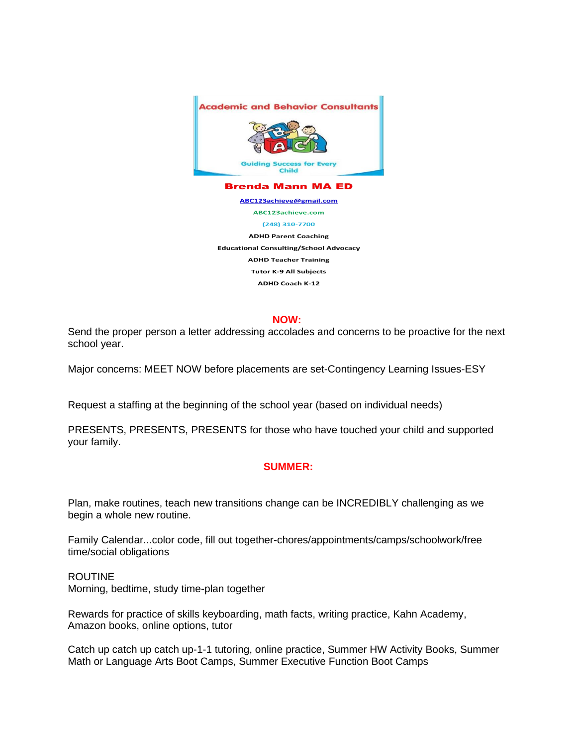**Academic and Behavior Consultants**

Guiding Success for Every Child

**Brenda Mann MA ED**

ABC123achieve@gmail.com

ABC123achieve.com

(248) 310-7700

**ADHD Parent Coaching**

**Educational Consulting/School Advocacy**

**ADHD Teacher Training**

**Tutor K-9 All Subjects**

**ADHD Coach K-12**

## NOW:

Send the proper person a letter addressing accolades and concerns to be proactive for the next school year.

Major concerns: MEET NOW before placements are set-Contingency Learning Issues-ESY

Request a staffing at the beginning of the school year (based on individual needs)

PRESENTS, PRESENTS, PRESENTS for those who have touched your child and supported your family.

## SUMMER:

Plan, make routines, teach new transitions change can be INCREDIBLY challenging as we begin a whole new routine.

Family Calendar...color code, fill out together-chores/appointments/camps/schoolwork/free time/social obligations

ROUTINE
Morning, bedtime, study time-plan together

Rewards for practice of skills keyboarding, math facts, writing practice, Kahn Academy, Amazon books, online options, tutor

Catch up catch up catch up-1-1 tutoring, online practice, Summer HW Activity Books, Summer Math or Language Arts Boot Camps, Summer Executive Function Boot Camps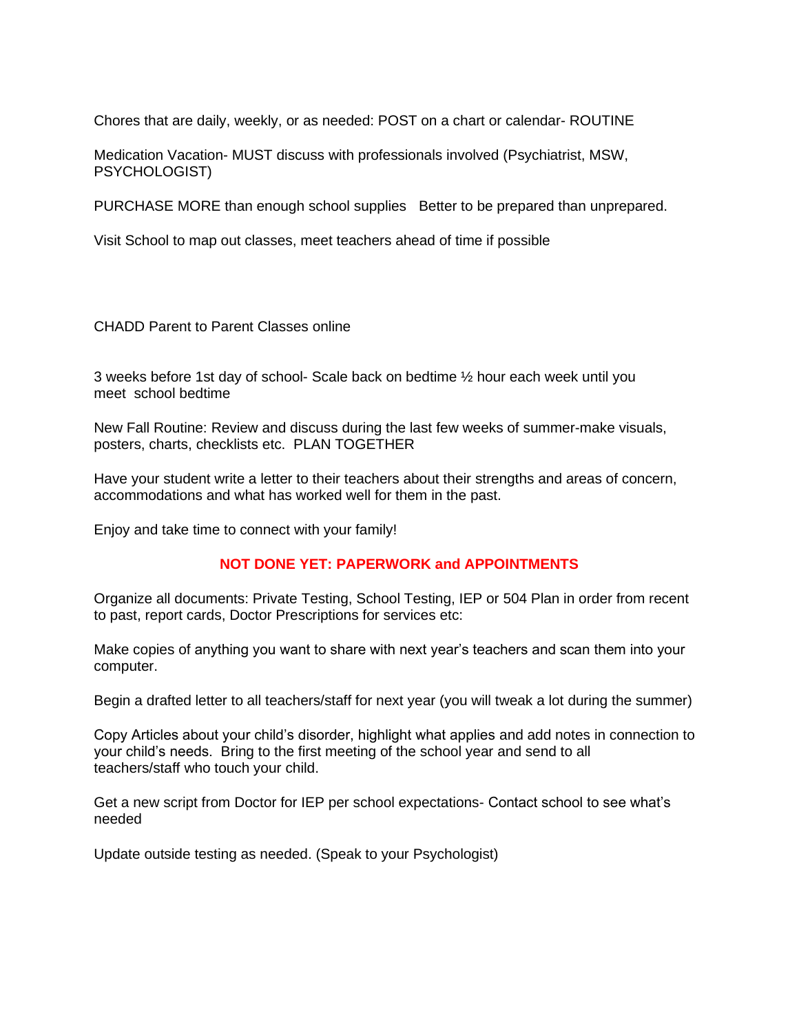Chores that are daily, weekly, or as needed: POST on a chart or calendar- ROUTINE

Medication Vacation- MUST discuss with professionals involved (Psychiatrist, MSW, PSYCHOLOGIST)

PURCHASE MORE than enough school supplies   Better to be prepared than unprepared.

Visit School to map out classes, meet teachers ahead of time if possible

CHADD Parent to Parent Classes online

3 weeks before 1st day of school- Scale back on bedtime ½ hour each week until you meet school bedtime

New Fall Routine: Review and discuss during the last few weeks of summer-make visuals, posters, charts, checklists etc.  PLAN TOGETHER

Have your student write a letter to their teachers about their strengths and areas of concern, accommodations and what has worked well for them in the past.

Enjoy and take time to connect with your family!

**NOT DONE YET: PAPERWORK and APPOINTMENTS**

Organize all documents: Private Testing, School Testing, IEP or 504 Plan in order from recent to past, report cards, Doctor Prescriptions for services etc:

Make copies of anything you want to share with next year's teachers and scan them into your computer.

Begin a drafted letter to all teachers/staff for next year (you will tweak a lot during the summer)

Copy Articles about your child's disorder, highlight what applies and add notes in connection to your child's needs.  Bring to the first meeting of the school year and send to all teachers/staff who touch your child.

Get a new script from Doctor for IEP per school expectations- Contact school to see what's needed

Update outside testing as needed. (Speak to your Psychologist)